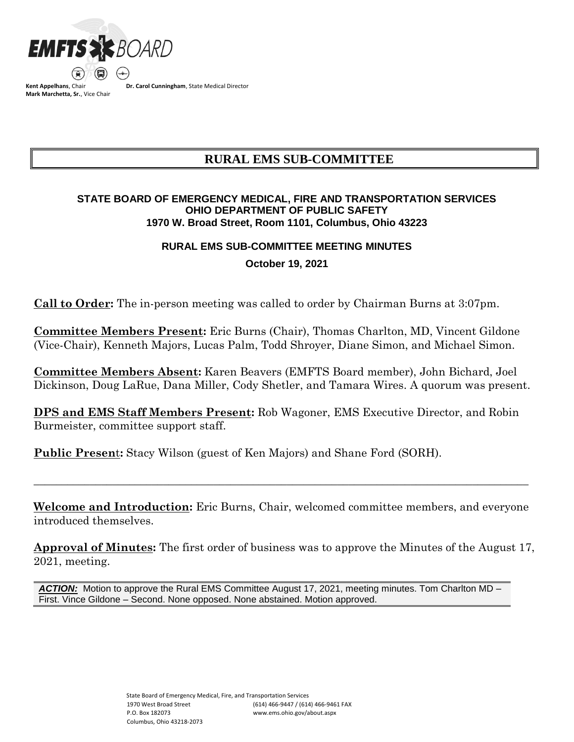EMFTS BOARD

**Kent Appelhans**, Chair
**Mark Marchetta, Sr.**, Vice Chair
**Dr. Carol Cunningham**, State Medical Director

# RURAL EMS SUB-COMMITTEE

**STATE BOARD OF EMERGENCY MEDICAL, FIRE AND TRANSPORTATION SERVICES**
**OHIO DEPARTMENT OF PUBLIC SAFETY**
**1970 W. Broad Street, Room 1101, Columbus, Ohio 43223**

**RURAL EMS SUB-COMMITTEE MEETING MINUTES**

**October 19, 2021**

**Call to Order:** The in-person meeting was called to order by Chairman Burns at 3:07pm.

**Committee Members Present:** Eric Burns (Chair), Thomas Charlton, MD, Vincent Gildone (Vice-Chair), Kenneth Majors, Lucas Palm, Todd Shroyer, Diane Simon, and Michael Simon.

**Committee Members Absent:** Karen Beavers (EMFTS Board member), John Bichard, Joel Dickinson, Doug LaRue, Dana Miller, Cody Shetler, and Tamara Wires. A quorum was present.

**DPS and EMS Staff Members Present:** Rob Wagoner, EMS Executive Director, and Robin Burmeister, committee support staff.

**Public Present:** Stacy Wilson (guest of Ken Majors) and Shane Ford (SORH).

---

**Welcome and Introduction:** Eric Burns, Chair, welcomed committee members, and everyone introduced themselves.

**Approval of Minutes:** The first order of business was to approve the Minutes of the August 17, 2021, meeting.

***ACTION:*** Motion to approve the Rural EMS Committee August 17, 2021, meeting minutes. Tom Charlton MD – First. Vince Gildone – Second. None opposed. None abstained. Motion approved.

State Board of Emergency Medical, Fire, and Transportation Services
1970 West Broad Street
P.O. Box 182073
Columbus, Ohio 43218-2073
(614) 466-9447 / (614) 466-9461 FAX
www.ems.ohio.gov/about.aspx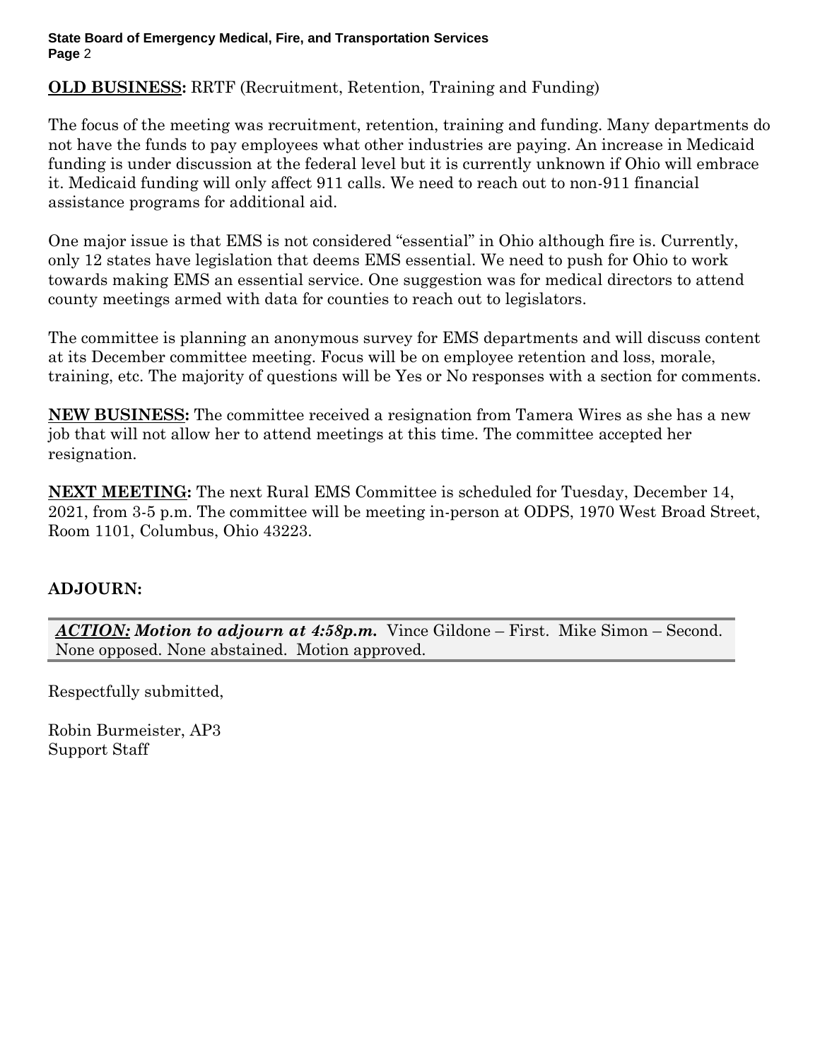**OLD BUSINESS:** RRTF (Recruitment, Retention, Training and Funding)

The focus of the meeting was recruitment, retention, training and funding. Many departments do not have the funds to pay employees what other industries are paying. An increase in Medicaid funding is under discussion at the federal level but it is currently unknown if Ohio will embrace it. Medicaid funding will only affect 911 calls. We need to reach out to non-911 financial assistance programs for additional aid.

One major issue is that EMS is not considered "essential" in Ohio although fire is. Currently, only 12 states have legislation that deems EMS essential. We need to push for Ohio to work towards making EMS an essential service. One suggestion was for medical directors to attend county meetings armed with data for counties to reach out to legislators.

The committee is planning an anonymous survey for EMS departments and will discuss content at its December committee meeting. Focus will be on employee retention and loss, morale, training, etc. The majority of questions will be Yes or No responses with a section for comments.

**NEW BUSINESS:** The committee received a resignation from Tamera Wires as she has a new job that will not allow her to attend meetings at this time. The committee accepted her resignation.

**NEXT MEETING:** The next Rural EMS Committee is scheduled for Tuesday, December 14, 2021, from 3-5 p.m. The committee will be meeting in-person at ODPS, 1970 West Broad Street, Room 1101, Columbus, Ohio 43223.

**ADJOURN:**

***ACTION:* Motion to adjourn at 4:58p.m.** Vince Gildone – First. Mike Simon – Second. None opposed. None abstained. Motion approved.

Respectfully submitted,

Robin Burmeister, AP3
Support Staff